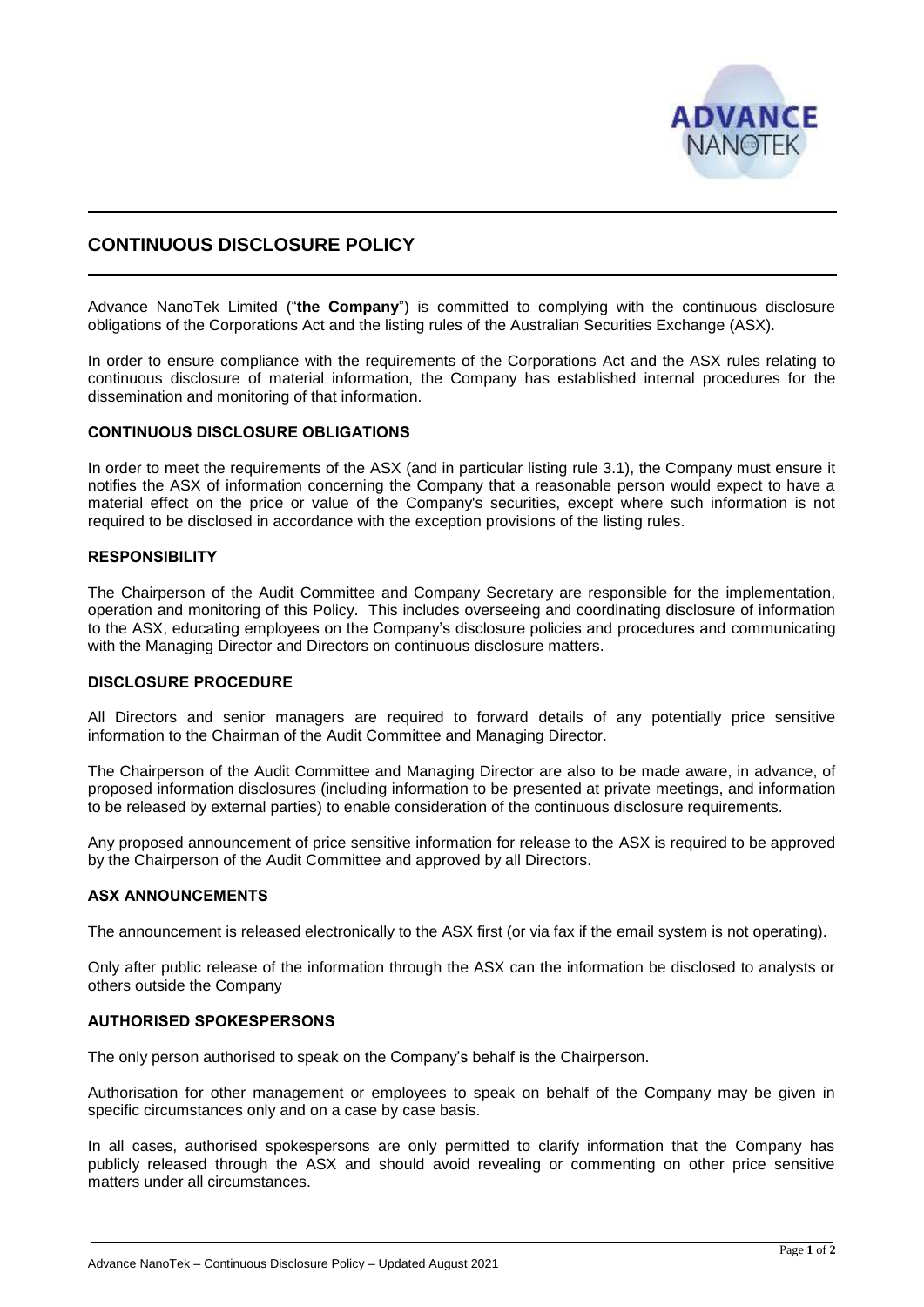# CONTINUOUS DISCLOSURE POLICY

Advance NanoTek Limited ("**the Company**") is committed to complying with the continuous disclosure obligations of the Corporations Act and the listing rules of the Australian Securities Exchange (ASX).

In order to ensure compliance with the requirements of the Corporations Act and the ASX rules relating to continuous disclosure of material information, the Company has established internal procedures for the dissemination and monitoring of that information.

## CONTINUOUS DISCLOSURE OBLIGATIONS

In order to meet the requirements of the ASX (and in particular listing rule 3.1), the Company must ensure it notifies the ASX of information concerning the Company that a reasonable person would expect to have a material effect on the price or value of the Company's securities, except where such information is not required to be disclosed in accordance with the exception provisions of the listing rules.

## RESPONSIBILITY

The Chairperson of the Audit Committee and Company Secretary are responsible for the implementation, operation and monitoring of this Policy. This includes overseeing and coordinating disclosure of information to the ASX, educating employees on the Company's disclosure policies and procedures and communicating with the Managing Director and Directors on continuous disclosure matters.

## DISCLOSURE PROCEDURE

All Directors and senior managers are required to forward details of any potentially price sensitive information to the Chairman of the Audit Committee and Managing Director.

The Chairperson of the Audit Committee and Managing Director are also to be made aware, in advance, of proposed information disclosures (including information to be presented at private meetings, and information to be released by external parties) to enable consideration of the continuous disclosure requirements.

Any proposed announcement of price sensitive information for release to the ASX is required to be approved by the Chairperson of the Audit Committee and approved by all Directors.

## ASX ANNOUNCEMENTS

The announcement is released electronically to the ASX first (or via fax if the email system is not operating).

Only after public release of the information through the ASX can the information be disclosed to analysts or others outside the Company

## AUTHORISED SPOKESPERSONS

The only person authorised to speak on the Company's behalf is the Chairperson.

Authorisation for other management or employees to speak on behalf of the Company may be given in specific circumstances only and on a case by case basis.

In all cases, authorised spokespersons are only permitted to clarify information that the Company has publicly released through the ASX and should avoid revealing or commenting on other price sensitive matters under all circumstances.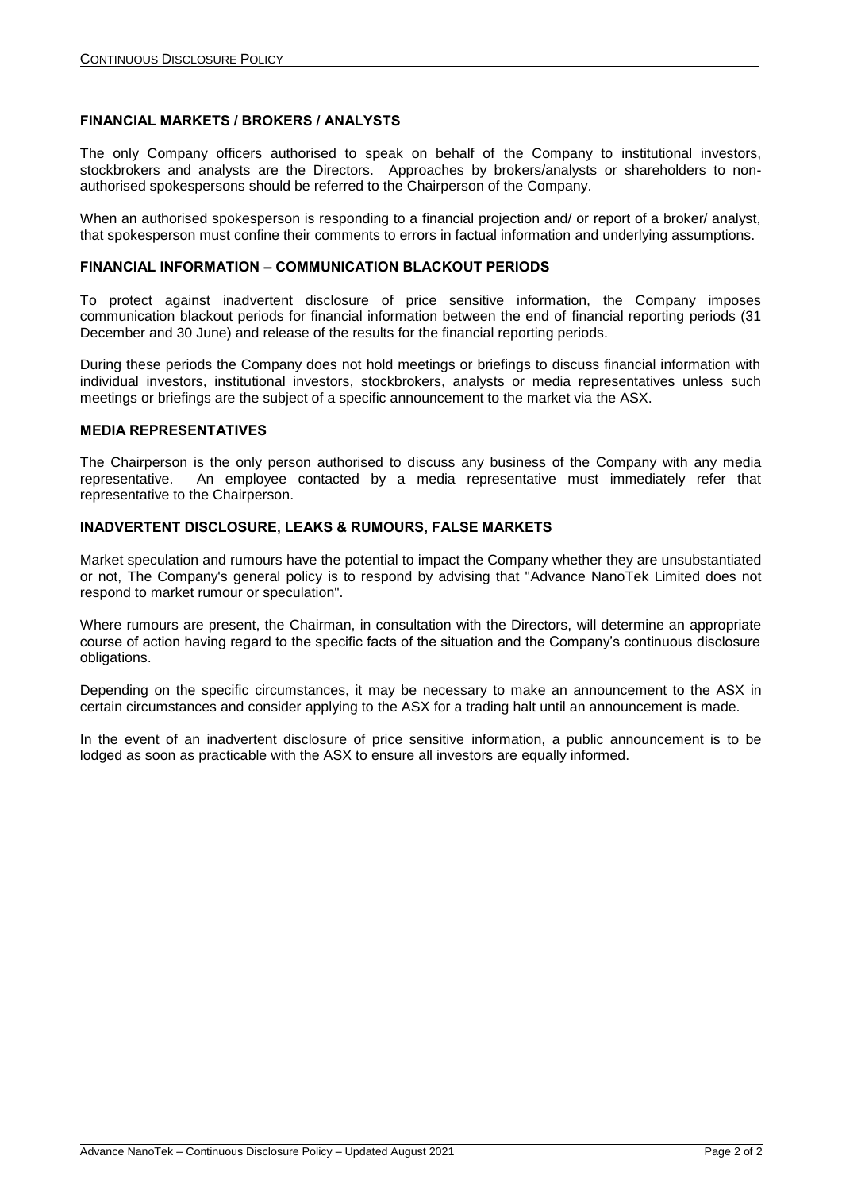## FINANCIAL MARKETS / BROKERS / ANALYSTS

The only Company officers authorised to speak on behalf of the Company to institutional investors, stockbrokers and analysts are the Directors. Approaches by brokers/analysts or shareholders to non-authorised spokespersons should be referred to the Chairperson of the Company.

When an authorised spokesperson is responding to a financial projection and/ or report of a broker/ analyst, that spokesperson must confine their comments to errors in factual information and underlying assumptions.

## FINANCIAL INFORMATION – COMMUNICATION BLACKOUT PERIODS

To protect against inadvertent disclosure of price sensitive information, the Company imposes communication blackout periods for financial information between the end of financial reporting periods (31 December and 30 June) and release of the results for the financial reporting periods.

During these periods the Company does not hold meetings or briefings to discuss financial information with individual investors, institutional investors, stockbrokers, analysts or media representatives unless such meetings or briefings are the subject of a specific announcement to the market via the ASX.

## MEDIA REPRESENTATIVES

The Chairperson is the only person authorised to discuss any business of the Company with any media representative. An employee contacted by a media representative must immediately refer that representative to the Chairperson.

## INADVERTENT DISCLOSURE, LEAKS & RUMOURS, FALSE MARKETS

Market speculation and rumours have the potential to impact the Company whether they are unsubstantiated or not, The Company's general policy is to respond by advising that "Advance NanoTek Limited does not respond to market rumour or speculation".

Where rumours are present, the Chairman, in consultation with the Directors, will determine an appropriate course of action having regard to the specific facts of the situation and the Company's continuous disclosure obligations.

Depending on the specific circumstances, it may be necessary to make an announcement to the ASX in certain circumstances and consider applying to the ASX for a trading halt until an announcement is made.

In the event of an inadvertent disclosure of price sensitive information, a public announcement is to be lodged as soon as practicable with the ASX to ensure all investors are equally informed.